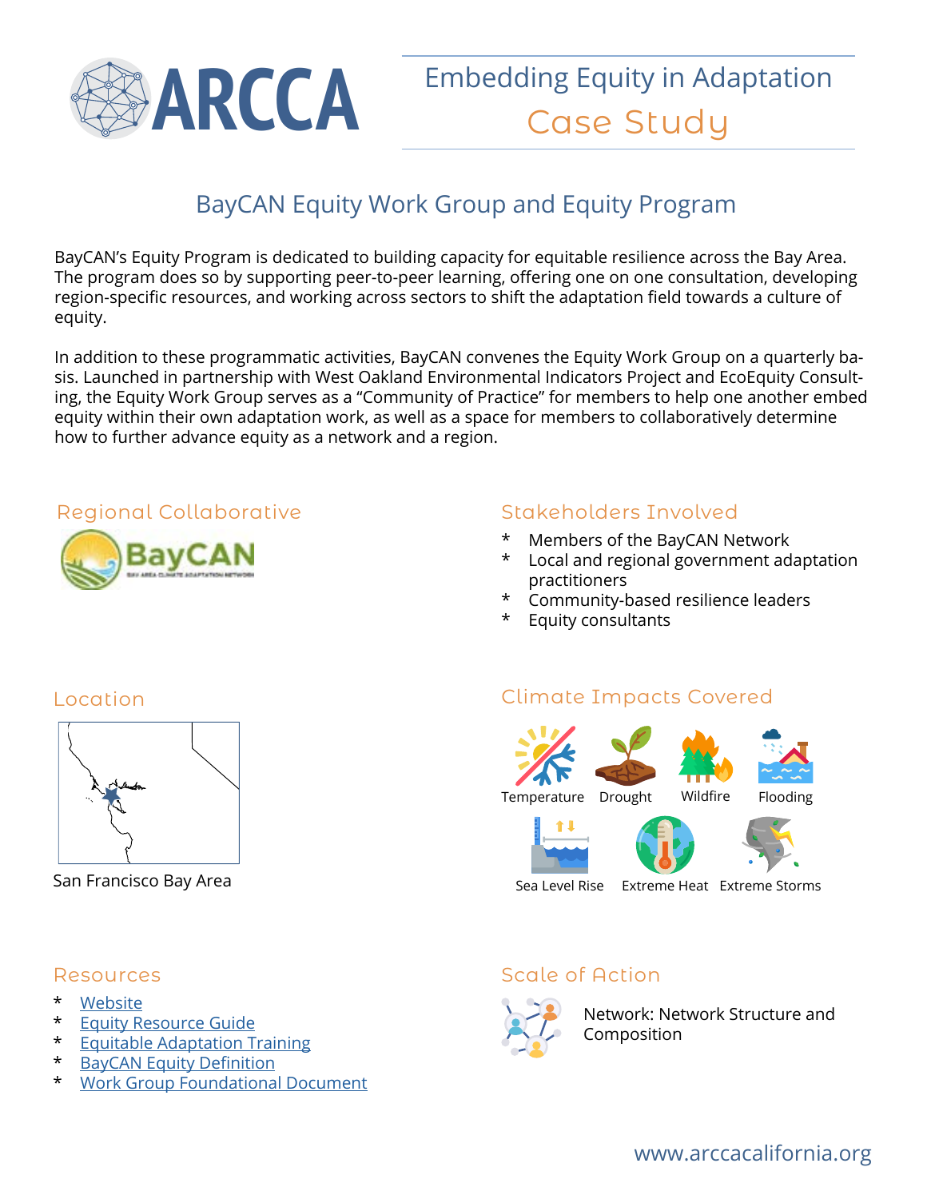# ARCCA

## Embedding Equity in Adaptation
## Case Study

# BayCAN Equity Work Group and Equity Program

BayCAN's Equity Program is dedicated to building capacity for equitable resilience across the Bay Area. The program does so by supporting peer-to-peer learning, offering one on one consultation, developing region-specific resources, and working across sectors to shift the adaptation field towards a culture of equity.

In addition to these programmatic activities, BayCAN convenes the Equity Work Group on a quarterly basis. Launched in partnership with West Oakland Environmental Indicators Project and EcoEquity Consulting, the Equity Work Group serves as a "Community of Practice" for members to help one another embed equity within their own adaptation work, as well as a space for members to collaboratively determine how to further advance equity as a network and a region.

### Regional Collaborative

BayCAN

### Stakeholders Involved

* Members of the BayCAN Network
* Local and regional government adaptation practitioners
* Community-based resilience leaders
* Equity consultants

### Location

San Francisco Bay Area

### Climate Impacts Covered

Temperature, Drought, Wildfire, Flooding, Sea Level Rise, Extreme Heat, Extreme Storms

### Resources

* Website
* Equity Resource Guide
* Equitable Adaptation Training
* BayCAN Equity Definition
* Work Group Foundational Document

### Scale of Action

Network: Network Structure and Composition

www.arccacalifornia.org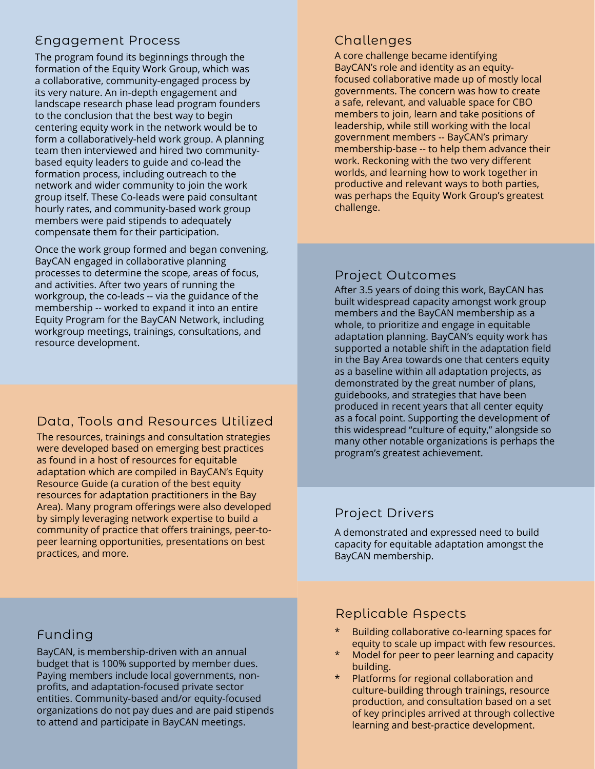## Engagement Process

The program found its beginnings through the formation of the Equity Work Group, which was a collaborative, community-engaged process by its very nature. An in-depth engagement and landscape research phase lead program founders to the conclusion that the best way to begin centering equity work in the network would be to form a collaboratively-held work group. A planning team then interviewed and hired two community-based equity leaders to guide and co-lead the formation process, including outreach to the network and wider community to join the work group itself. These Co-leads were paid consultant hourly rates, and community-based work group members were paid stipends to adequately compensate them for their participation.

Once the work group formed and began convening, BayCAN engaged in collaborative planning processes to determine the scope, areas of focus, and activities. After two years of running the workgroup, the co-leads -- via the guidance of the membership -- worked to expand it into an entire Equity Program for the BayCAN Network, including workgroup meetings, trainings, consultations, and resource development.

## Data, Tools and Resources Utilized

The resources, trainings and consultation strategies were developed based on emerging best practices as found in a host of resources for equitable adaptation which are compiled in BayCAN's Equity Resource Guide (a curation of the best equity resources for adaptation practitioners in the Bay Area). Many program offerings were also developed by simply leveraging network expertise to build a community of practice that offers trainings, peer-to-peer learning opportunities, presentations on best practices, and more.

## Funding

BayCAN, is membership-driven with an annual budget that is 100% supported by member dues. Paying members include local governments, non-profits, and adaptation-focused private sector entities. Community-based and/or equity-focused organizations do not pay dues and are paid stipends to attend and participate in BayCAN meetings.

## Challenges

A core challenge became identifying BayCAN's role and identity as an equity-focused collaborative made up of mostly local governments. The concern was how to create a safe, relevant, and valuable space for CBO members to join, learn and take positions of leadership, while still working with the local government members -- BayCAN's primary membership-base -- to help them advance their work. Reckoning with the two very different worlds, and learning how to work together in productive and relevant ways to both parties, was perhaps the Equity Work Group's greatest challenge.

## Project Outcomes

After 3.5 years of doing this work, BayCAN has built widespread capacity amongst work group members and the BayCAN membership as a whole, to prioritize and engage in equitable adaptation planning. BayCAN's equity work has supported a notable shift in the adaptation field in the Bay Area towards one that centers equity as a baseline within all adaptation projects, as demonstrated by the great number of plans, guidebooks, and strategies that have been produced in recent years that all center equity as a focal point. Supporting the development of this widespread "culture of equity," alongside so many other notable organizations is perhaps the program's greatest achievement.

## Project Drivers

A demonstrated and expressed need to build capacity for equitable adaptation amongst the BayCAN membership.

## Replicable Aspects

* Building collaborative co-learning spaces for equity to scale up impact with few resources.
* Model for peer to peer learning and capacity building.
* Platforms for regional collaboration and culture-building through trainings, resource production, and consultation based on a set of key principles arrived at through collective learning and best-practice development.